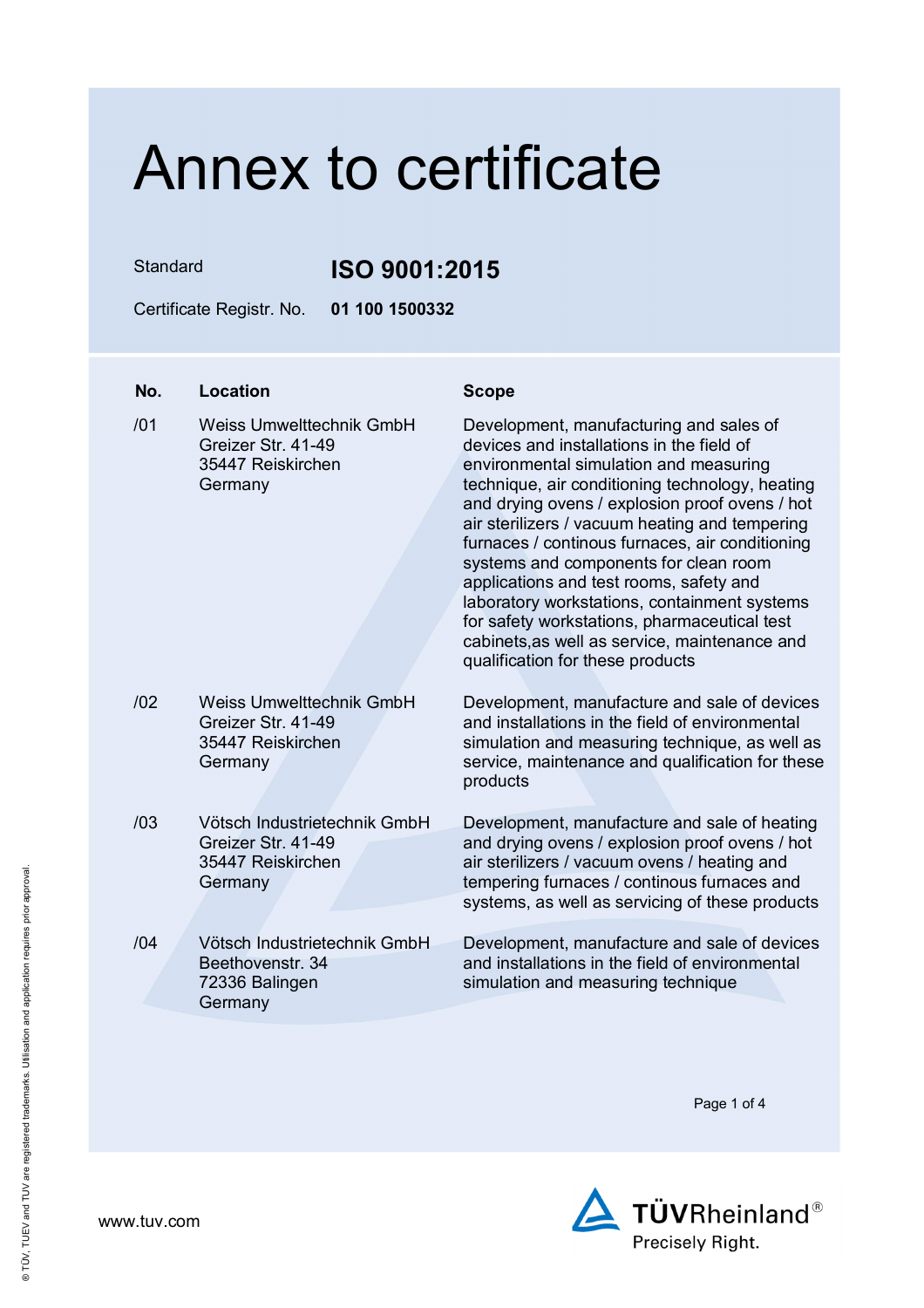# Annex to certificate

Standard **ISO 9001:2015**

Certificate Registr. No. **01 100 1500332**

| No. | Location | Scope |
| --- | --- | --- |
| /01 | Weiss Umwelttechnik GmbH<br>Greizer Str. 41-49<br>35447 Reiskirchen<br>Germany | Development, manufacturing and sales of devices and installations in the field of environmental simulation and measuring technique, air conditioning technology, heating and drying ovens / explosion proof ovens / hot air sterilizers / vacuum heating and tempering furnaces / continous furnaces, air conditioning systems and components for clean room applications and test rooms, safety and laboratory workstations, containment systems for safety workstations, pharmaceutical test cabinets,as well as service, maintenance and qualification for these products |
| /02 | Weiss Umwelttechnik GmbH<br>Greizer Str. 41-49<br>35447 Reiskirchen<br>Germany | Development, manufacture and sale of devices and installations in the field of environmental simulation and measuring technique, as well as service, maintenance and qualification for these products |
| /03 | Vötsch Industrietechnik GmbH<br>Greizer Str. 41-49<br>35447 Reiskirchen<br>Germany | Development, manufacture and sale of heating and drying ovens / explosion proof ovens / hot air sterilizers / vacuum ovens / heating and tempering furnaces / continous furnaces and systems, as well as servicing of these products |
| /04 | Vötsch Industrietechnik GmbH<br>Beethovenstr. 34<br>72336 Balingen<br>Germany | Development, manufacture and sale of devices and installations in the field of environmental simulation and measuring technique |

www.tuv.com

TÜVRheinland®
Precisely Right.

® TÜV, TUEV and TUV are registered trademarks. Utilisation and application requires prior approval.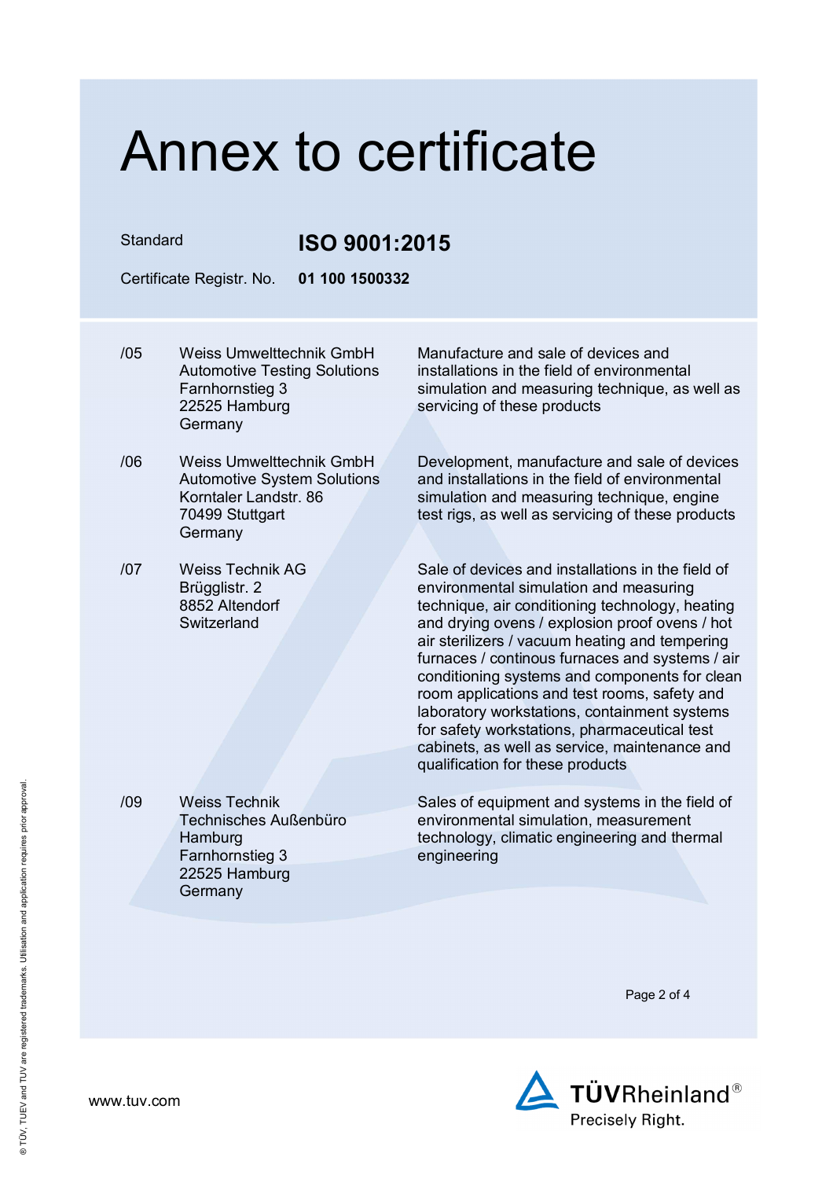# Annex to certificate

Standard **ISO 9001:2015**

Certificate Registr. No. **01 100 1500332**

| | | |
|---|---|---|
| /05 | Weiss Umwelttechnik GmbH<br>Automotive Testing Solutions<br>Farnhornstieg 3<br>22525 Hamburg<br>Germany | Manufacture and sale of devices and installations in the field of environmental simulation and measuring technique, as well as servicing of these products |
| /06 | Weiss Umwelttechnik GmbH<br>Automotive System Solutions<br>Korntaler Landstr. 86<br>70499 Stuttgart<br>Germany | Development, manufacture and sale of devices and installations in the field of environmental simulation and measuring technique, engine test rigs, as well as servicing of these products |
| /07 | Weiss Technik AG<br>Brügglistr. 2<br>8852 Altendorf<br>Switzerland | Sale of devices and installations in the field of environmental simulation and measuring technique, air conditioning technology, heating and drying ovens / explosion proof ovens / hot air sterilizers / vacuum heating and tempering furnaces / continous furnaces and systems / air conditioning systems and components for clean room applications and test rooms, safety and laboratory workstations, containment systems for safety workstations, pharmaceutical test cabinets, as well as service, maintenance and qualification for these products |
| /09 | Weiss Technik<br>Technisches Außenbüro<br>Hamburg<br>Farnhornstieg 3<br>22525 Hamburg<br>Germany | Sales of equipment and systems in the field of environmental simulation, measurement technology, climatic engineering and thermal engineering |

www.tuv.com

TÜVRheinland®
Precisely Right.

® TÜV, TUEV and TUV are registered trademarks. Utilisation and application requires prior approval.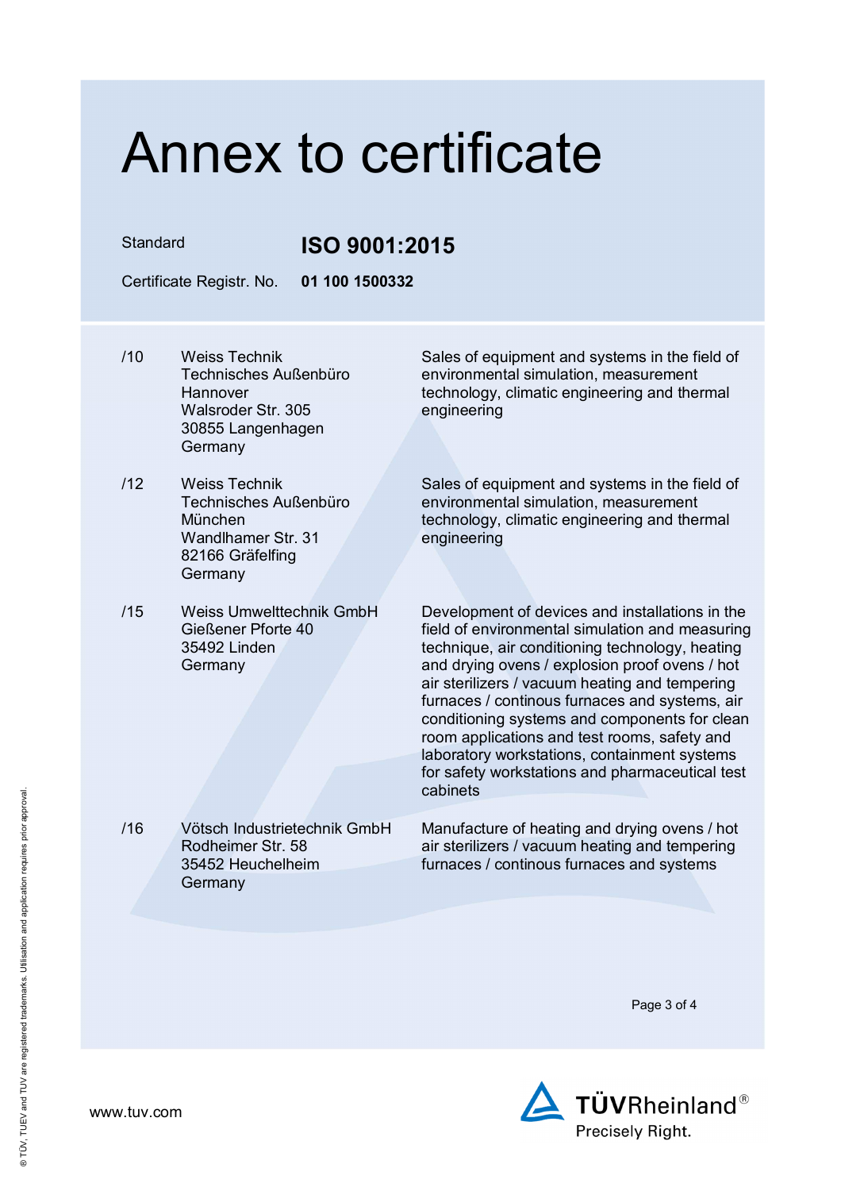# Annex to certificate

Standard **ISO 9001:2015**

Certificate Registr. No. **01 100 1500332**

| | | |
|---|---|---|
| /10 | Weiss Technik<br>Technisches Außenbüro Hannover<br>Walsroder Str. 305<br>30855 Langenhagen<br>Germany | Sales of equipment and systems in the field of environmental simulation, measurement technology, climatic engineering and thermal engineering |
| /12 | Weiss Technik<br>Technisches Außenbüro München<br>Wandlhamer Str. 31<br>82166 Gräfelfing<br>Germany | Sales of equipment and systems in the field of environmental simulation, measurement technology, climatic engineering and thermal engineering |
| /15 | Weiss Umwelttechnik GmbH<br>Gießener Pforte 40<br>35492 Linden<br>Germany | Development of devices and installations in the field of environmental simulation and measuring technique, air conditioning technology, heating and drying ovens / explosion proof ovens / hot air sterilizers / vacuum heating and tempering furnaces / continous furnaces and systems, air conditioning systems and components for clean room applications and test rooms, safety and laboratory workstations, containment systems for safety workstations and pharmaceutical test cabinets |
| /16 | Vötsch Industrietechnik GmbH<br>Rodheimer Str. 58<br>35452 Heuchelheim<br>Germany | Manufacture of heating and drying ovens / hot air sterilizers / vacuum heating and tempering furnaces / continous furnaces and systems |

www.tuv.com

TÜVRheinland®
Precisely Right.

® TÜV, TUEV and TUV are registered trademarks. Utilisation and application requires prior approval.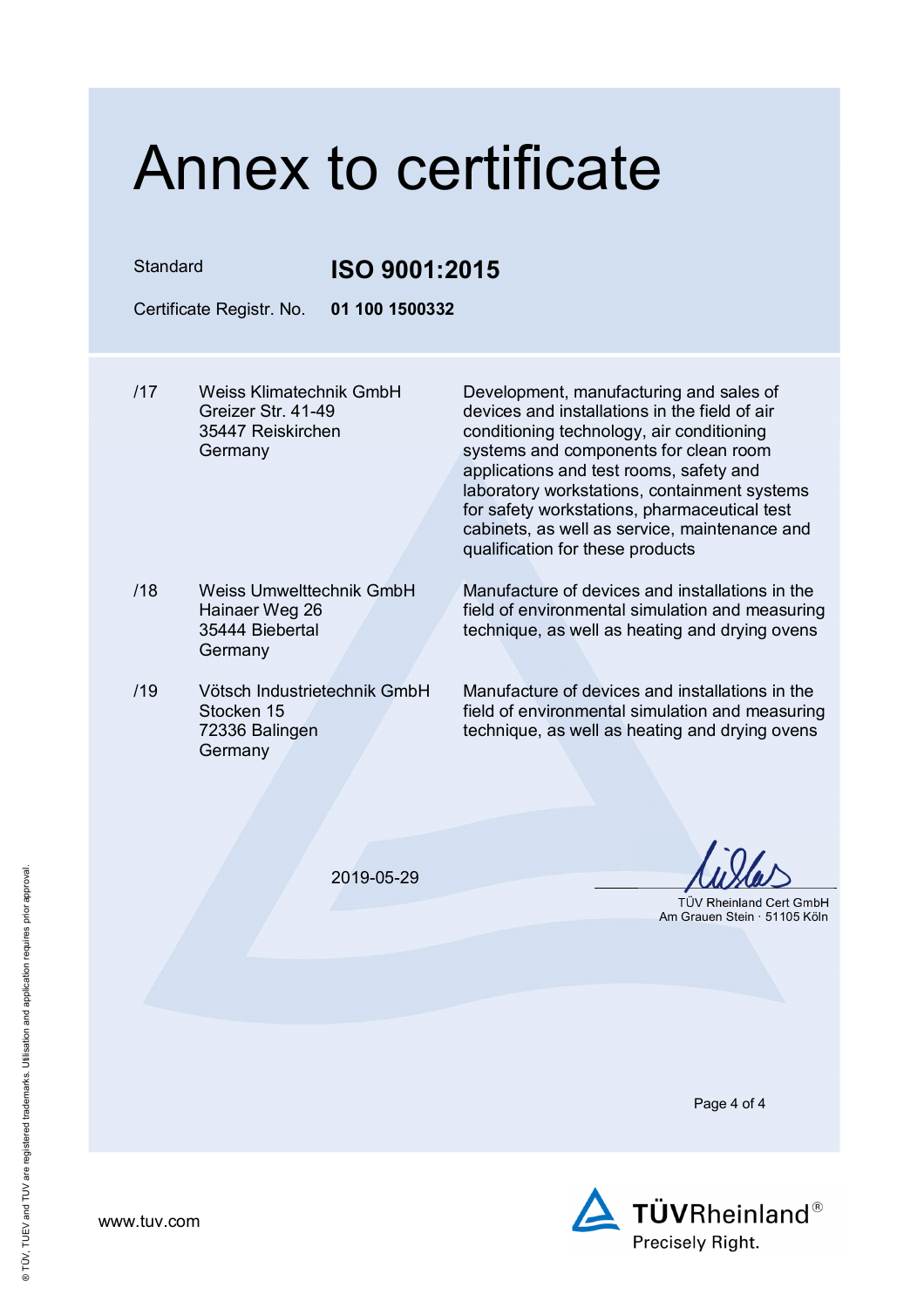# Annex to certificate

Standard **ISO 9001:2015**

Certificate Registr. No. **01 100 1500332**

| | | |
|---|---|---|
| /17 | Weiss Klimatechnik GmbH<br>Greizer Str. 41-49<br>35447 Reiskirchen<br>Germany | Development, manufacturing and sales of devices and installations in the field of air conditioning technology, air conditioning systems and components for clean room applications and test rooms, safety and laboratory workstations, containment systems for safety workstations, pharmaceutical test cabinets, as well as service, maintenance and qualification for these products |
| /18 | Weiss Umwelttechnik GmbH<br>Hainaer Weg 26<br>35444 Biebertal<br>Germany | Manufacture of devices and installations in the field of environmental simulation and measuring technique, as well as heating and drying ovens |
| /19 | Vötsch Industrietechnik GmbH<br>Stocken 15<br>72336 Balingen<br>Germany | Manufacture of devices and installations in the field of environmental simulation and measuring technique, as well as heating and drying ovens |

2019-05-29

TÜV Rheinland Cert GmbH
Am Grauen Stein · 51105 Köln

www.tuv.com

TÜVRheinland®
Precisely Right.

® TÜV, TUEV and TUV are registered trademarks. Utilisation and application requires prior approval.